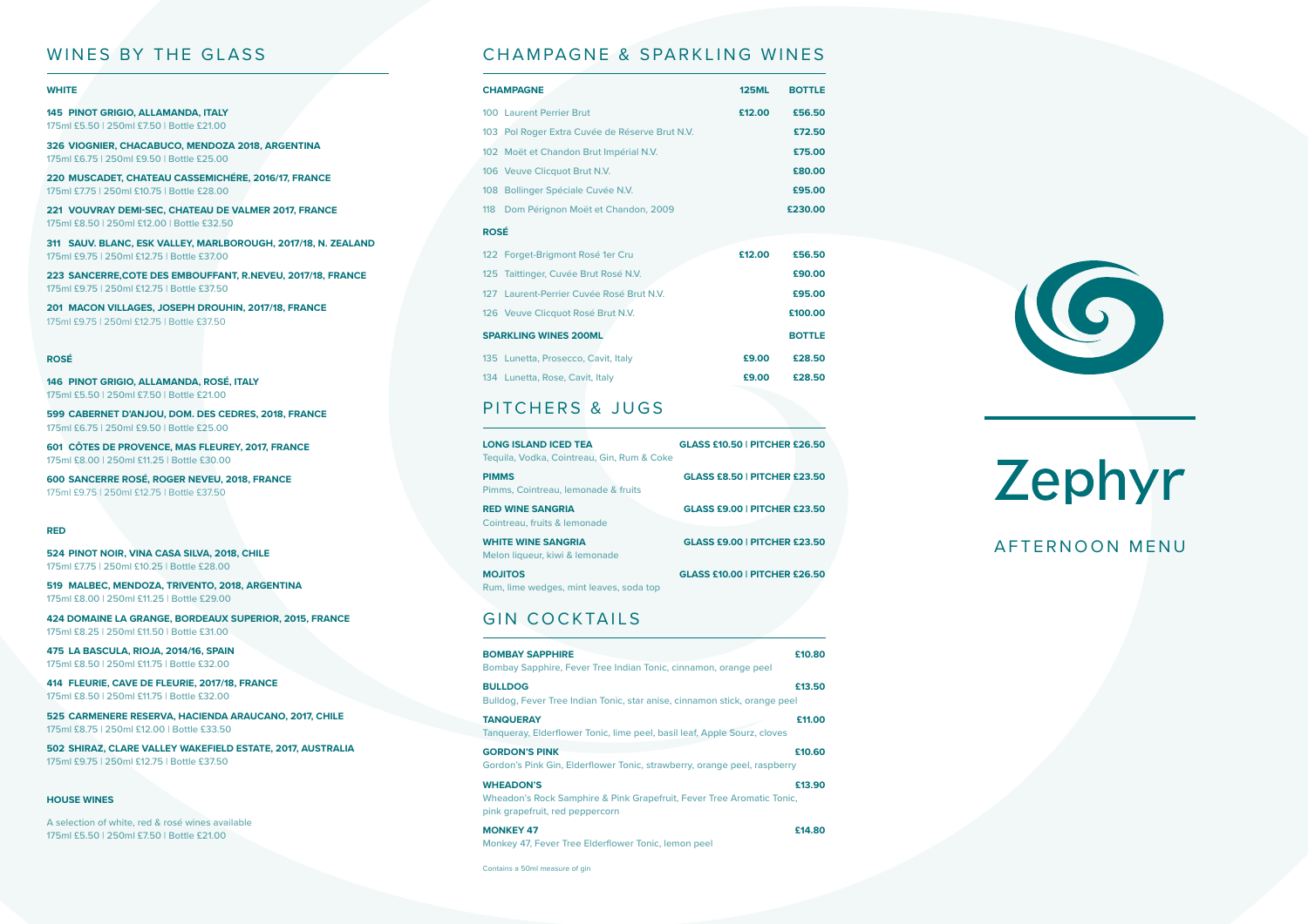# Zephyr

AFTERNOON MENU

## WINES BY THE GLASS

### WHITE

**145 PINOT GRIGIO, ALLAMANDA, ITALY**
175ml £5.50 | 250ml £7.50 | Bottle £21.00

**326 VIOGNIER, CHACABUCO, MENDOZA 2018, ARGENTINA**
175ml £6.75 | 250ml £9.50 | Bottle £25.00

**220 MUSCADET, CHATEAU CASSEMICHÉRE, 2016/17, FRANCE**
175ml £7.75 | 250ml £10.75 | Bottle £28.00

**221 VOUVRAY DEMI-SEC, CHATEAU DE VALMER 2017, FRANCE**
175ml £8.50 | 250ml £12.00 | Bottle £32.50

**311 SAUV. BLANC, ESK VALLEY, MARLBOROUGH, 2017/18, N. ZEALAND**
175ml £9.75 | 250ml £12.75 | Bottle £37.00

**223 SANCERRE,COTE DES EMBOUFFANT, R.NEVEU, 2017/18, FRANCE**
175ml £9.75 | 250ml £12.75 | Bottle £37.50

**201 MACON VILLAGES, JOSEPH DROUHIN, 2017/18, FRANCE**
175ml £9.75 | 250ml £12.75 | Bottle £37.50

### ROSÉ

**146 PINOT GRIGIO, ALLAMANDA, ROSÉ, ITALY**
175ml £5.50 | 250ml £7.50 | Bottle £21.00

**599 CABERNET D'ANJOU, DOM. DES CEDRES, 2018, FRANCE**
175ml £6.75 | 250ml £9.50 | Bottle £25.00

**601 CÔTES DE PROVENCE, MAS FLEUREY, 2017, FRANCE**
175ml £8.00 | 250ml £11.25 | Bottle £30.00

**600 SANCERRE ROSÉ, ROGER NEVEU, 2018, FRANCE**
175ml £9.75 | 250ml £12.75 | Bottle £37.50

### RED

**524 PINOT NOIR, VINA CASA SILVA, 2018, CHILE**
175ml £7.75 | 250ml £10.25 | Bottle £28.00

**519 MALBEC, MENDOZA, TRIVENTO, 2018, ARGENTINA**
175ml £8.00 | 250ml £11.25 | Bottle £29.00

**424 DOMAINE LA GRANGE, BORDEAUX SUPERIOR, 2015, FRANCE**
175ml £8.25 | 250ml £11.50 | Bottle £31.00

**475 LA BASCULA, RIOJA, 2014/16, SPAIN**
175ml £8.50 | 250ml £11.75 | Bottle £32.00

**414 FLEURIE, CAVE DE FLEURIE, 2017/18, FRANCE**
175ml £8.50 | 250ml £11.75 | Bottle £32.00

**525 CARMENERE RESERVA, HACIENDA ARAUCANO, 2017, CHILE**
175ml £8.75 | 250ml £12.00 | Bottle £33.50

**502 SHIRAZ, CLARE VALLEY WAKEFIELD ESTATE, 2017, AUSTRALIA**
175ml £9.75 | 250ml £12.75 | Bottle £37.50

### HOUSE WINES

A selection of white, red & rosé wines available
175ml £5.50 | 250ml £7.50 | Bottle £21.00

## CHAMPAGNE & SPARKLING WINES

| CHAMPAGNE | 125ML | BOTTLE |
|---|---|---|
| 100 Laurent Perrier Brut | £12.00 | £56.50 |
| 103 Pol Roger Extra Cuvée de Réserve Brut N.V. | | £72.50 |
| 102 Moët et Chandon Brut Impérial N.V. | | £75.00 |
| 106 Veuve Clicquot Brut N.V. | | £80.00 |
| 108 Bollinger Spéciale Cuvée N.V. | | £95.00 |
| 118 Dom Pérignon Moët et Chandon, 2009 | | £230.00 |
| **ROSÉ** | | |
| 122 Forget-Brigmont Rosé 1er Cru | £12.00 | £56.50 |
| 125 Taittinger, Cuvée Brut Rosé N.V. | | £90.00 |
| 127 Laurent-Perrier Cuvée Rosé Brut N.V. | | £95.00 |
| 126 Veuve Clicquot Rosé Brut N.V. | | £100.00 |
| **SPARKLING WINES 200ML** | | **BOTTLE** |
| 135 Lunetta, Prosecco, Cavit, Italy | £9.00 | £28.50 |
| 134 Lunetta, Rose, Cavit, Italy | £9.00 | £28.50 |

## PITCHERS & JUGS

**LONG ISLAND ICED TEA** — GLASS £10.50 | PITCHER £26.50
Tequila, Vodka, Cointreau, Gin, Rum & Coke

**PIMMS** — GLASS £8.50 | PITCHER £23.50
Pimms, Cointreau, lemonade & fruits

**RED WINE SANGRIA** — GLASS £9.00 | PITCHER £23.50
Cointreau, fruits & lemonade

**WHITE WINE SANGRIA** — GLASS £9.00 | PITCHER £23.50
Melon liqueur, kiwi & lemonade

**MOJITOS** — GLASS £10.00 | PITCHER £26.50
Rum, lime wedges, mint leaves, soda top

## GIN COCKTAILS

**BOMBAY SAPPHIRE** — £10.80
Bombay Sapphire, Fever Tree Indian Tonic, cinnamon, orange peel

**BULLDOG** — £13.50
Bulldog, Fever Tree Indian Tonic, star anise, cinnamon stick, orange peel

**TANQUERAY** — £11.00
Tanqueray, Elderflower Tonic, lime peel, basil leaf, Apple Sourz, cloves

**GORDON'S PINK** — £10.60
Gordon's Pink Gin, Elderflower Tonic, strawberry, orange peel, raspberry

**WHEADON'S** — £13.90
Wheadon's Rock Samphire & Pink Grapefruit, Fever Tree Aromatic Tonic, pink grapefruit, red peppercorn

**MONKEY 47** — £14.80
Monkey 47, Fever Tree Elderflower Tonic, lemon peel

Contains a 50ml measure of gin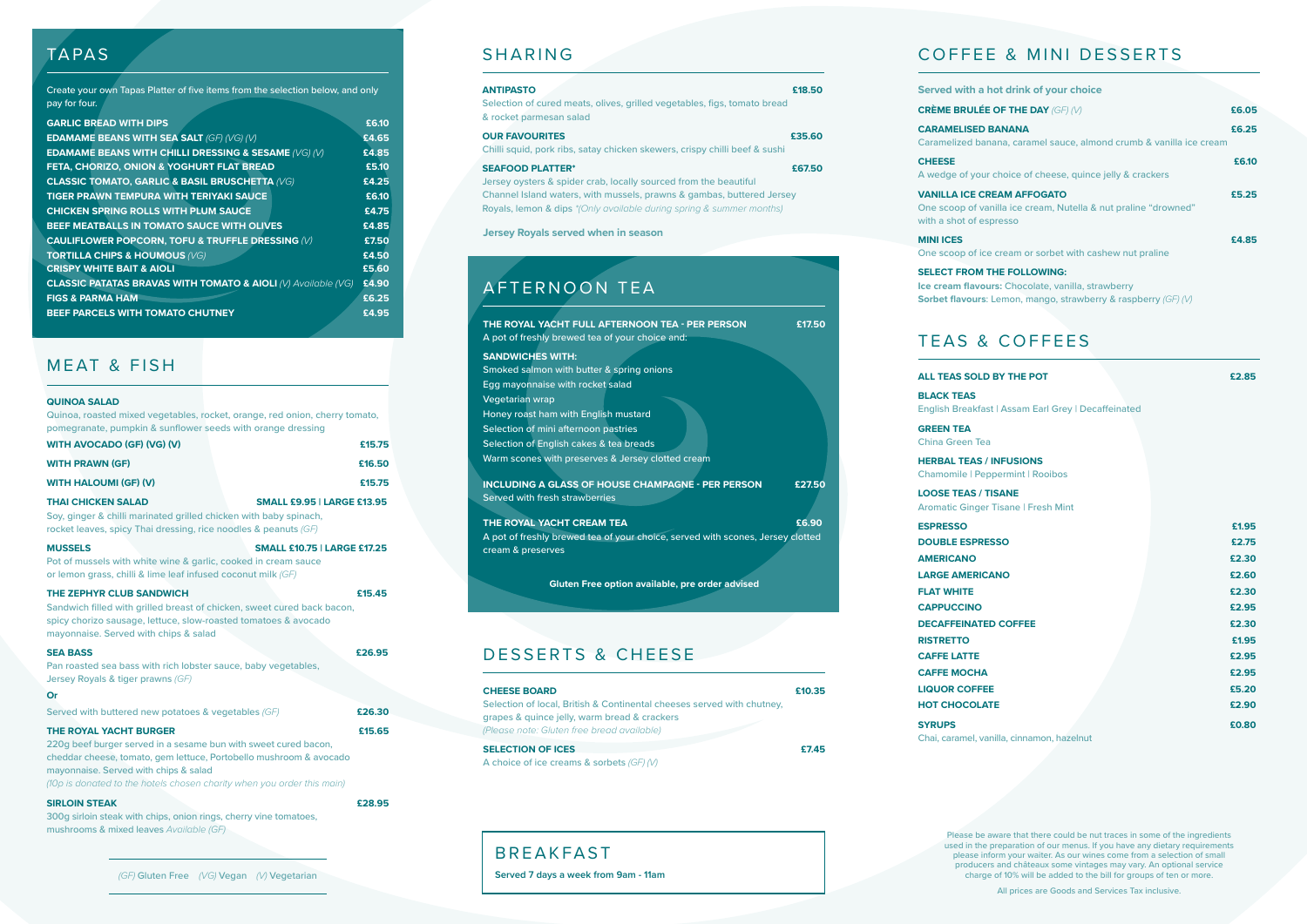## TAPAS

Create your own Tapas Platter of five items from the selection below, and only pay for four.

| | |
|---|---|
| **GARLIC BREAD WITH DIPS** | **£6.10** |
| **EDAMAME BEANS WITH SEA SALT** *(GF) (VG) (V)* | **£4.65** |
| **EDAMAME BEANS WITH CHILLI DRESSING & SESAME** *(VG) (V)* | **£4.85** |
| **FETA, CHORIZO, ONION & YOGHURT FLAT BREAD** | **£5.10** |
| **CLASSIC TOMATO, GARLIC & BASIL BRUSCHETTA** *(VG)* | **£4.25** |
| **TIGER PRAWN TEMPURA WITH TERIYAKI SAUCE** | **£6.10** |
| **CHICKEN SPRING ROLLS WITH PLUM SAUCE** | **£4.75** |
| **BEEF MEATBALLS IN TOMATO SAUCE WITH OLIVES** | **£4.85** |
| **CAULIFLOWER POPCORN, TOFU & TRUFFLE DRESSING** *(V)* | **£7.50** |
| **TORTILLA CHIPS & HOUMOUS** *(VG)* | **£4.50** |
| **CRISPY WHITE BAIT & AIOLI** | **£5.60** |
| **CLASSIC PATATAS BRAVAS WITH TOMATO & AIOLI** *(V) Available (VG)* | **£4.90** |
| **FIGS & PARMA HAM** | **£6.25** |
| **BEEF PARCELS WITH TOMATO CHUTNEY** | **£4.95** |

## MEAT & FISH

**QUINOA SALAD**
Quinoa, roasted mixed vegetables, rocket, orange, red onion, cherry tomato, pomegranate, pumpkin & sunflower seeds with orange dressing

| | |
|---|---|
| **WITH AVOCADO (GF) (VG) (V)** | **£15.75** |
| **WITH PRAWN (GF)** | **£16.50** |
| **WITH HALOUMI (GF) (V)** | **£15.75** |

**THAI CHICKEN SALAD** — **SMALL £9.95 | LARGE £13.95**
Soy, ginger & chilli marinated grilled chicken with baby spinach, rocket leaves, spicy Thai dressing, rice noodles & peanuts *(GF)*

**MUSSELS** — **SMALL £10.75 | LARGE £17.25**
Pot of mussels with white wine & garlic, cooked in cream sauce or lemon grass, chilli & lime leaf infused coconut milk *(GF)*

**THE ZEPHYR CLUB SANDWICH** — **£15.45**
Sandwich filled with grilled breast of chicken, sweet cured back bacon, spicy chorizo sausage, lettuce, slow-roasted tomatoes & avocado mayonnaise. Served with chips & salad

**SEA BASS** — **£26.95**
Pan roasted sea bass with rich lobster sauce, baby vegetables, Jersey Royals & tiger prawns *(GF)*

**Or**

Served with buttered new potatoes & vegetables *(GF)* — **£26.30**

**THE ROYAL YACHT BURGER** — **£15.65**
220g beef burger served in a sesame bun with sweet cured bacon, cheddar cheese, tomato, gem lettuce, Portobello mushroom & avocado mayonnaise. Served with chips & salad
*(10p is donated to the hotels chosen charity when you order this main)*

**SIRLOIN STEAK** — **£28.95**
300g sirloin steak with chips, onion rings, cherry vine tomatoes, mushrooms & mixed leaves *Available (GF)*

*(GF)* Gluten Free *(VG)* Vegan *(V)* Vegetarian

## SHARING

**ANTIPASTO** — **£18.50**
Selection of cured meats, olives, grilled vegetables, figs, tomato bread & rocket parmesan salad

**OUR FAVOURITES** — **£35.60**
Chilli squid, pork ribs, satay chicken skewers, crispy chilli beef & sushi

**SEAFOOD PLATTER*** — **£67.50**
Jersey oysters & spider crab, locally sourced from the beautiful Channel Island waters, with mussels, prawns & gambas, buttered Jersey Royals, lemon & dips *\*(Only available during spring & summer months)*

**Jersey Royals served when in season**

## AFTERNOON TEA

**THE ROYAL YACHT FULL AFTERNOON TEA - PER PERSON** — **£17.50**
A pot of freshly brewed tea of your choice and:

**SANDWICHES WITH:**
Smoked salmon with butter & spring onions
Egg mayonnaise with rocket salad
Vegetarian wrap
Honey roast ham with English mustard
Selection of mini afternoon pastries
Selection of English cakes & tea breads
Warm scones with preserves & Jersey clotted cream

**INCLUDING A GLASS OF HOUSE CHAMPAGNE - PER PERSON** — **£27.50**
Served with fresh strawberries

**THE ROYAL YACHT CREAM TEA** — **£6.90**
A pot of freshly brewed tea of your choice, served with scones, Jersey clotted cream & preserves

**Gluten Free option available, pre order advised**

## DESSERTS & CHEESE

**CHEESE BOARD** — **£10.35**
Selection of local, British & Continental cheeses served with chutney, grapes & quince jelly, warm bread & crackers
*(Please note: Gluten free bread available)*

**SELECTION OF ICES** — **£7.45**
A choice of ice creams & sorbets *(GF) (V)*

## BREAKFAST

**Served 7 days a week from 9am - 11am**

## COFFEE & MINI DESSERTS

**Served with a hot drink of your choice**

**CRÈME BRULÉE OF THE DAY** *(GF) (V)* — **£6.05**

**CARAMELISED BANANA** — **£6.25**
Caramelized banana, caramel sauce, almond crumb & vanilla ice cream

**CHEESE** — **£6.10**
A wedge of your choice of cheese, quince jelly & crackers

**VANILLA ICE CREAM AFFOGATO** — **£5.25**
One scoop of vanilla ice cream, Nutella & nut praline "drowned" with a shot of espresso

**MINI ICES** — **£4.85**
One scoop of ice cream or sorbet with cashew nut praline

**SELECT FROM THE FOLLOWING:**
**Ice cream flavours:** Chocolate, vanilla, strawberry
**Sorbet flavours**: Lemon, mango, strawberry & raspberry *(GF) (V)*

## TEAS & COFFEES

**ALL TEAS SOLD BY THE POT** — **£2.85**

**BLACK TEAS**
English Breakfast | Assam Earl Grey | Decaffeinated

**GREEN TEA**
China Green Tea

**HERBAL TEAS / INFUSIONS**
Chamomile | Peppermint | Rooibos

**LOOSE TEAS / TISANE**
Aromatic Ginger Tisane | Fresh Mint

| | |
|---|---|
| **ESPRESSO** | **£1.95** |
| **DOUBLE ESPRESSO** | **£2.75** |
| **AMERICANO** | **£2.30** |
| **LARGE AMERICANO** | **£2.60** |
| **FLAT WHITE** | **£2.30** |
| **CAPPUCCINO** | **£2.95** |
| **DECAFFEINATED COFFEE** | **£2.30** |
| **RISTRETTO** | **£1.95** |
| **CAFFE LATTE** | **£2.95** |
| **CAFFE MOCHA** | **£2.95** |
| **LIQUOR COFFEE** | **£5.20** |
| **HOT CHOCOLATE** | **£2.90** |
| **SYRUPS** | **£0.80** |

Chai, caramel, vanilla, cinnamon, hazelnut

Please be aware that there could be nut traces in some of the ingredients used in the preparation of our menus. If you have any dietary requirements please inform your waiter. As our wines come from a selection of small producers and châteaux some vintages may vary. An optional service charge of 10% will be added to the bill for groups of ten or more.

All prices are Goods and Services Tax inclusive.